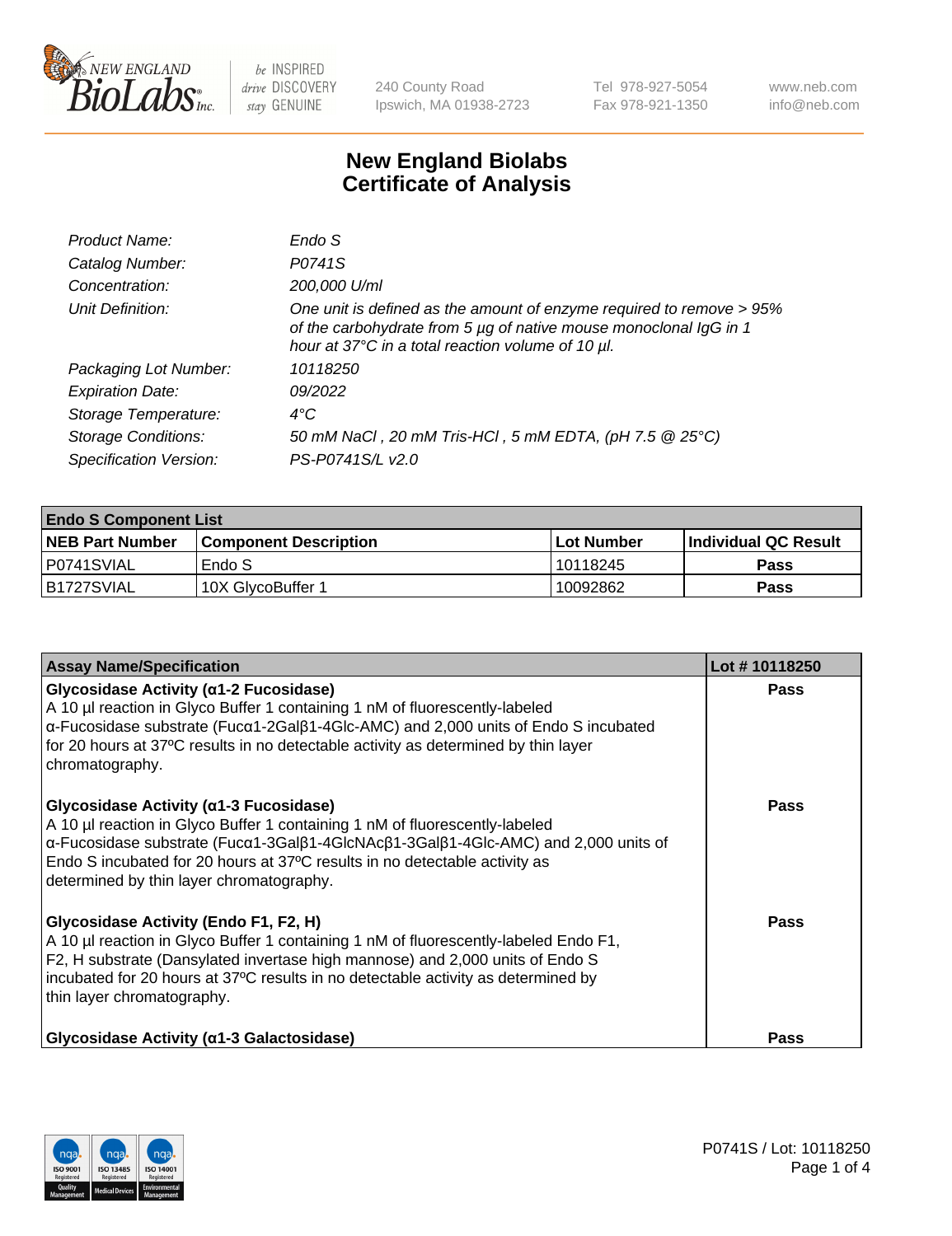New England Biolabs

be INSPIRED drive DISCOVERY stay GENUINE

240 County Road
Ipswich, MA 01938-2723

Tel 978-927-5054
Fax 978-921-1350

www.neb.com
info@neb.com

# New England Biolabs Certificate of Analysis

| | |
|---|---|
| *Product Name:* | *Endo S* |
| *Catalog Number:* | *P0741S* |
| *Concentration:* | *200,000 U/ml* |
| *Unit Definition:* | *One unit is defined as the amount of enzyme required to remove > 95% of the carbohydrate from 5 µg of native mouse monoclonal IgG in 1 hour at 37°C in a total reaction volume of 10 µl.* |
| *Packaging Lot Number:* | *10118250* |
| *Expiration Date:* | *09/2022* |
| *Storage Temperature:* | *4°C* |
| *Storage Conditions:* | *50 mM NaCl , 20 mM Tris-HCl , 5 mM EDTA, (pH 7.5 @ 25°C)* |
| *Specification Version:* | *PS-P0741S/L v2.0* |

| **Endo S Component List** | | | |
|---|---|---|---|
| **NEB Part Number** | **Component Description** | **Lot Number** | **Individual QC Result** |
| P0741SVIAL | Endo S | 10118245 | **Pass** |
| B1727SVIAL | 10X GlycoBuffer 1 | 10092862 | **Pass** |

| **Assay Name/Specification** | **Lot # 10118250** |
|---|---|
| **Glycosidase Activity (α1-2 Fucosidase)** A 10 µl reaction in Glyco Buffer 1 containing 1 nM of fluorescently-labeled α-Fucosidase substrate (Fucα1-2Galβ1-4Glc-AMC) and 2,000 units of Endo S incubated for 20 hours at 37ºC results in no detectable activity as determined by thin layer chromatography. | **Pass** |
| **Glycosidase Activity (α1-3 Fucosidase)** A 10 µl reaction in Glyco Buffer 1 containing 1 nM of fluorescently-labeled α-Fucosidase substrate (Fucα1-3Galβ1-4GlcNAcβ1-3Galβ1-4Glc-AMC) and 2,000 units of Endo S incubated for 20 hours at 37ºC results in no detectable activity as determined by thin layer chromatography. | **Pass** |
| **Glycosidase Activity (Endo F1, F2, H)** A 10 µl reaction in Glyco Buffer 1 containing 1 nM of fluorescently-labeled Endo F1, F2, H substrate (Dansylated invertase high mannose) and 2,000 units of Endo S incubated for 20 hours at 37ºC results in no detectable activity as determined by thin layer chromatography. | **Pass** |
| **Glycosidase Activity (α1-3 Galactosidase)** | **Pass** |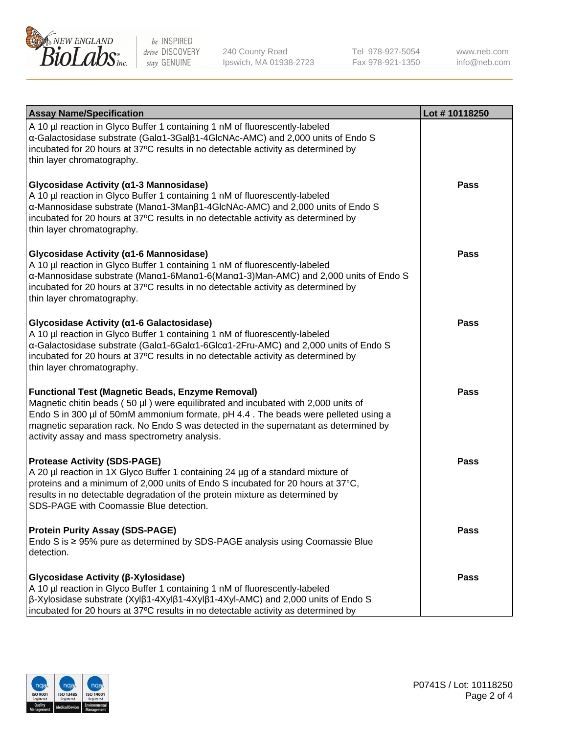| Assay Name/Specification | Lot # 10118250 |
| --- | --- |
| A 10 µl reaction in Glyco Buffer 1 containing 1 nM of fluorescently-labeled α-Galactosidase substrate (Galα1-3Galβ1-4GlcNAc-AMC) and 2,000 units of Endo S incubated for 20 hours at 37ºC results in no detectable activity as determined by thin layer chromatography. | |
| **Glycosidase Activity (α1-3 Mannosidase)**<br>A 10 µl reaction in Glyco Buffer 1 containing 1 nM of fluorescently-labeled α-Mannosidase substrate (Manα1-3Manβ1-4GlcNAc-AMC) and 2,000 units of Endo S incubated for 20 hours at 37ºC results in no detectable activity as determined by thin layer chromatography. | **Pass** |
| **Glycosidase Activity (α1-6 Mannosidase)**<br>A 10 µl reaction in Glyco Buffer 1 containing 1 nM of fluorescently-labeled α-Mannosidase substrate (Manα1-6Manα1-6(Manα1-3)Man-AMC) and 2,000 units of Endo S incubated for 20 hours at 37ºC results in no detectable activity as determined by thin layer chromatography. | **Pass** |
| **Glycosidase Activity (α1-6 Galactosidase)**<br>A 10 µl reaction in Glyco Buffer 1 containing 1 nM of fluorescently-labeled α-Galactosidase substrate (Galα1-6Galα1-6Glcα1-2Fru-AMC) and 2,000 units of Endo S incubated for 20 hours at 37ºC results in no detectable activity as determined by thin layer chromatography. | **Pass** |
| **Functional Test (Magnetic Beads, Enzyme Removal)**<br>Magnetic chitin beads ( 50 µl ) were equilibrated and incubated with 2,000 units of Endo S in 300 µl of 50mM ammonium formate, pH 4.4 . The beads were pelleted using a magnetic separation rack. No Endo S was detected in the supernatant as determined by activity assay and mass spectrometry analysis. | **Pass** |
| **Protease Activity (SDS-PAGE)**<br>A 20 µl reaction in 1X Glyco Buffer 1 containing 24 µg of a standard mixture of proteins and a minimum of 2,000 units of Endo S incubated for 20 hours at 37°C, results in no detectable degradation of the protein mixture as determined by SDS-PAGE with Coomassie Blue detection. | **Pass** |
| **Protein Purity Assay (SDS-PAGE)**<br>Endo S is ≥ 95% pure as determined by SDS-PAGE analysis using Coomassie Blue detection. | **Pass** |
| **Glycosidase Activity (β-Xylosidase)**<br>A 10 µl reaction in Glyco Buffer 1 containing 1 nM of fluorescently-labeled β-Xylosidase substrate (Xylβ1-4Xylβ1-4Xylβ1-4Xyl-AMC) and 2,000 units of Endo S incubated for 20 hours at 37ºC results in no detectable activity as determined by | **Pass** |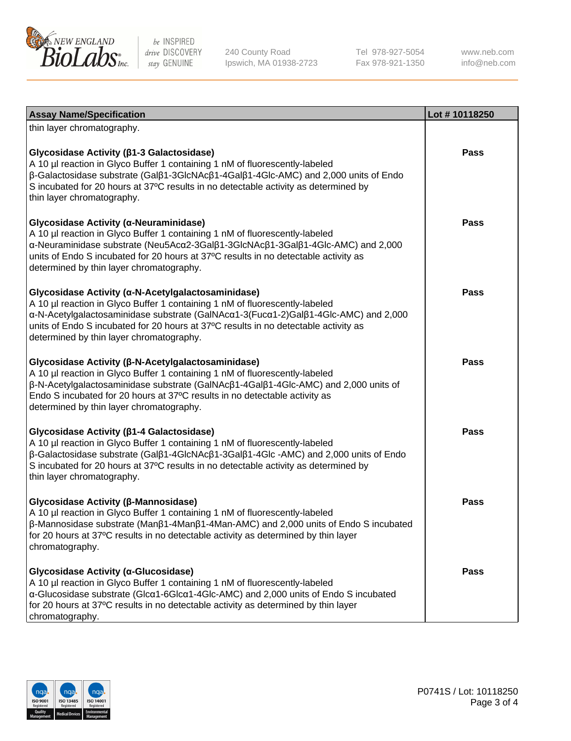| Assay Name/Specification | Lot # 10118250 |
| --- | --- |
| thin layer chromatography. | |
| **Glycosidase Activity (β1-3 Galactosidase)**<br>A 10 µl reaction in Glyco Buffer 1 containing 1 nM of fluorescently-labeled β-Galactosidase substrate (Galβ1-3GlcNAcβ1-4Galβ1-4Glc-AMC) and 2,000 units of Endo S incubated for 20 hours at 37ºC results in no detectable activity as determined by thin layer chromatography. | Pass |
| **Glycosidase Activity (α-Neuraminidase)**<br>A 10 µl reaction in Glyco Buffer 1 containing 1 nM of fluorescently-labeled α-Neuraminidase substrate (Neu5Acα2-3Galβ1-3GlcNAcβ1-3Galβ1-4Glc-AMC) and 2,000 units of Endo S incubated for 20 hours at 37ºC results in no detectable activity as determined by thin layer chromatography. | Pass |
| **Glycosidase Activity (α-N-Acetylgalactosaminidase)**<br>A 10 µl reaction in Glyco Buffer 1 containing 1 nM of fluorescently-labeled α-N-Acetylgalactosaminidase substrate (GalNAcα1-3(Fucα1-2)Galβ1-4Glc-AMC) and 2,000 units of Endo S incubated for 20 hours at 37ºC results in no detectable activity as determined by thin layer chromatography. | Pass |
| **Glycosidase Activity (β-N-Acetylgalactosaminidase)**<br>A 10 µl reaction in Glyco Buffer 1 containing 1 nM of fluorescently-labeled β-N-Acetylgalactosaminidase substrate (GalNAcβ1-4Galβ1-4Glc-AMC) and 2,000 units of Endo S incubated for 20 hours at 37ºC results in no detectable activity as determined by thin layer chromatography. | Pass |
| **Glycosidase Activity (β1-4 Galactosidase)**<br>A 10 µl reaction in Glyco Buffer 1 containing 1 nM of fluorescently-labeled β-Galactosidase substrate (Galβ1-4GlcNAcβ1-3Galβ1-4Glc -AMC) and 2,000 units of Endo S incubated for 20 hours at 37ºC results in no detectable activity as determined by thin layer chromatography. | Pass |
| **Glycosidase Activity (β-Mannosidase)**<br>A 10 µl reaction in Glyco Buffer 1 containing 1 nM of fluorescently-labeled β-Mannosidase substrate (Manβ1-4Manβ1-4Man-AMC) and 2,000 units of Endo S incubated for 20 hours at 37ºC results in no detectable activity as determined by thin layer chromatography. | Pass |
| **Glycosidase Activity (α-Glucosidase)**<br>A 10 µl reaction in Glyco Buffer 1 containing 1 nM of fluorescently-labeled α-Glucosidase substrate (Glcα1-6Glcα1-4Glc-AMC) and 2,000 units of Endo S incubated for 20 hours at 37ºC results in no detectable activity as determined by thin layer chromatography. | Pass |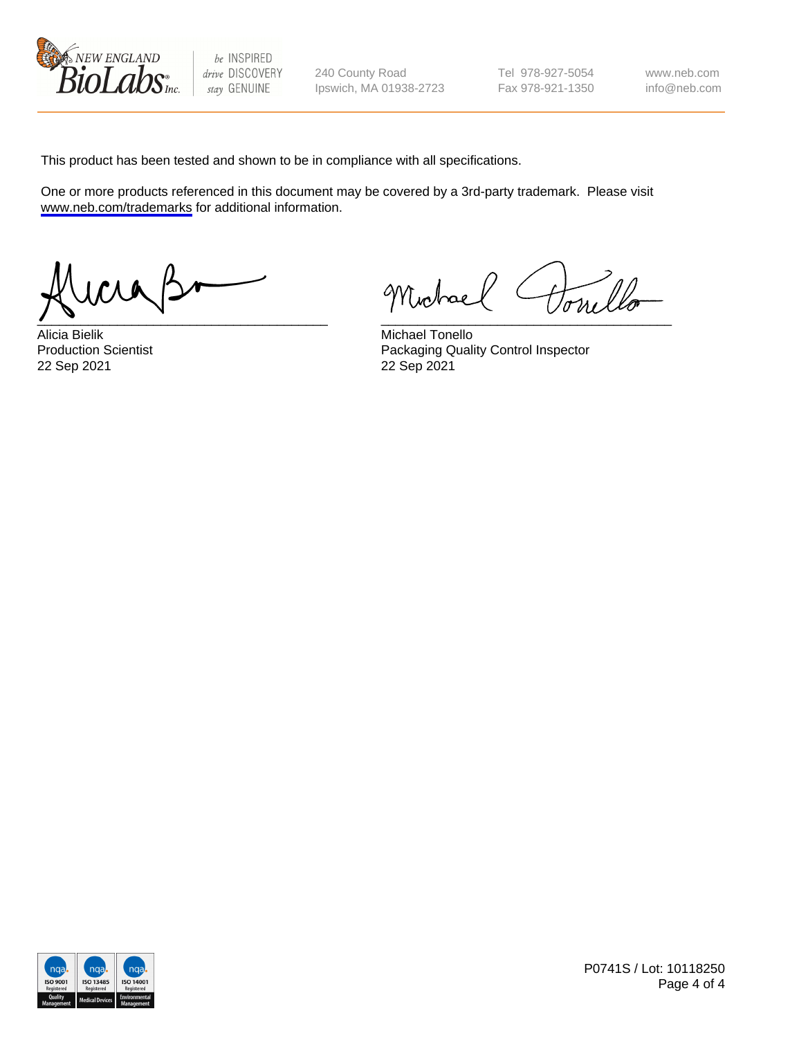This product has been tested and shown to be in compliance with all specifications.

One or more products referenced in this document may be covered by a 3rd-party trademark. Please visit www.neb.com/trademarks for additional information.

Alicia Bielik
Production Scientist
22 Sep 2021

Michael Tonello
Packaging Quality Control Inspector
22 Sep 2021

P0741S / Lot: 10118250